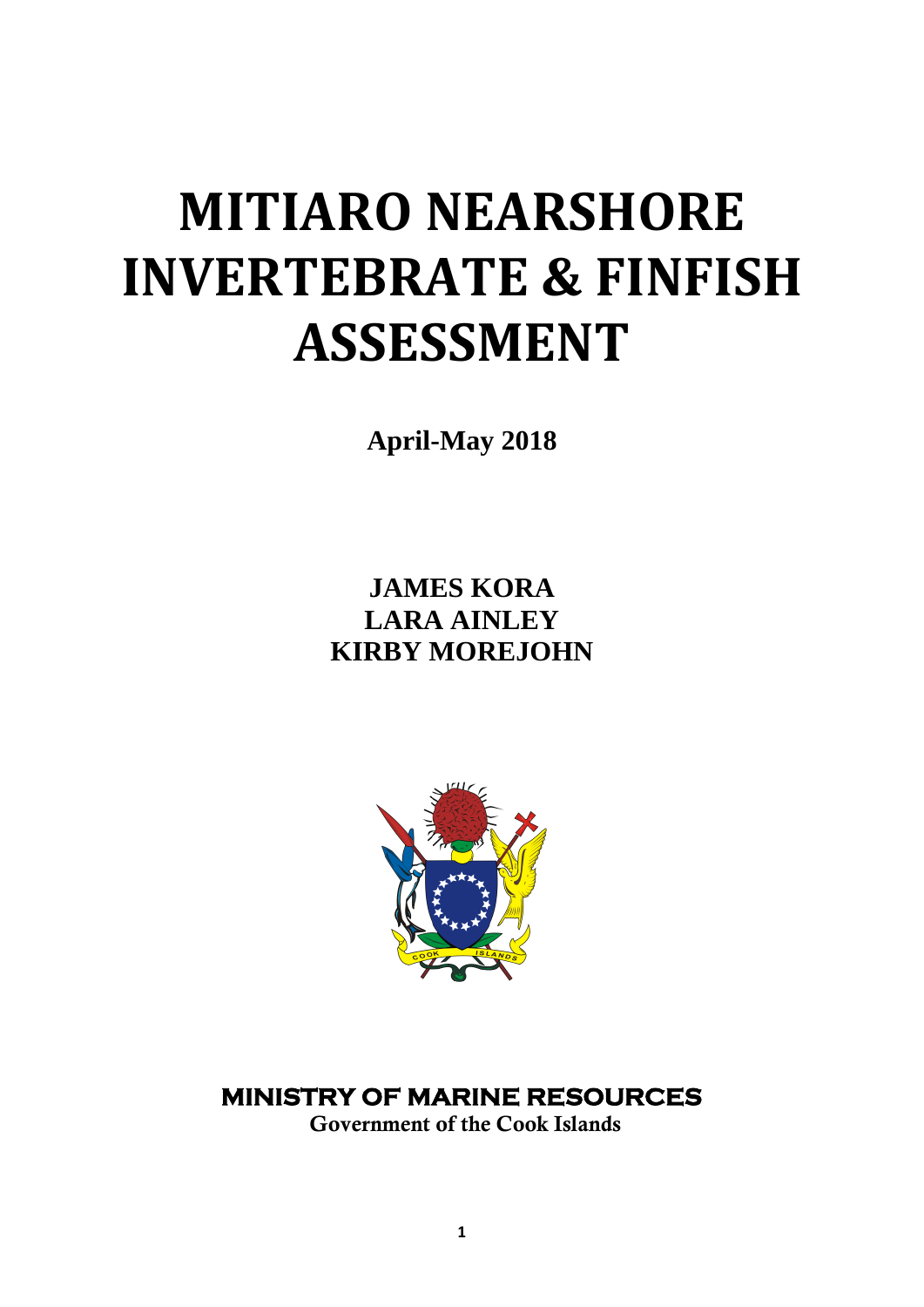# MITIARO NEARSHORE INVERTEBRATE & FINFISH ASSESSMENT

**April-May 2018**

**JAMES KORA**
**LARA AINLEY**
**KIRBY MOREJOHN**

**MINISTRY OF MARINE RESOURCES**
Government of the Cook Islands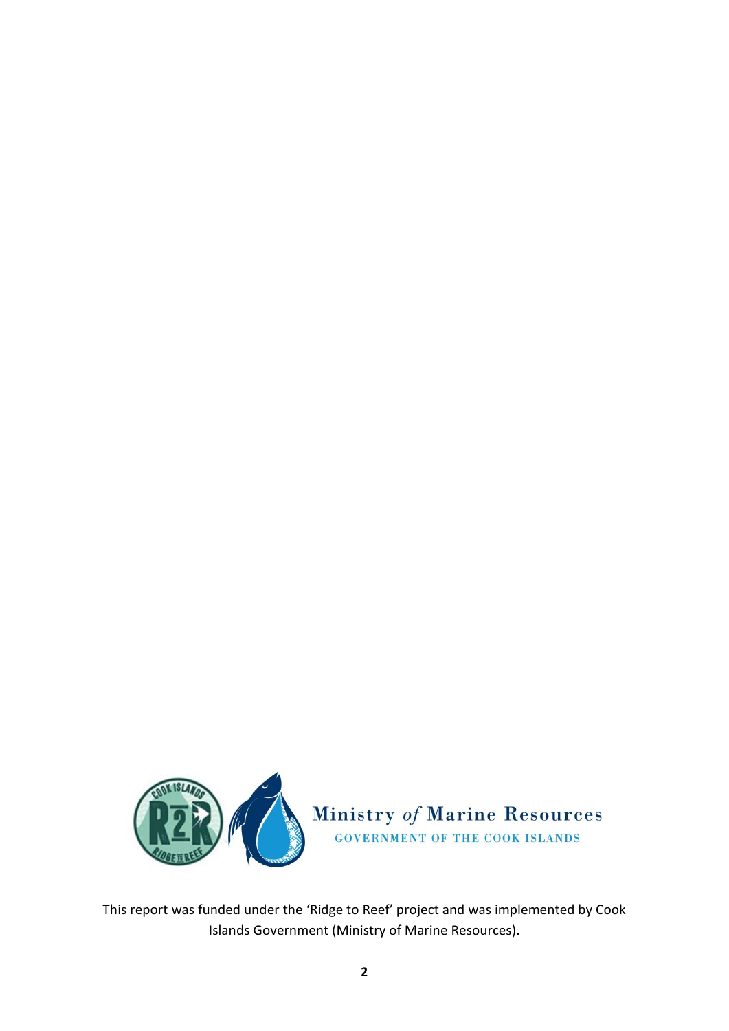This report was funded under the 'Ridge to Reef' project and was implemented by Cook Islands Government (Ministry of Marine Resources).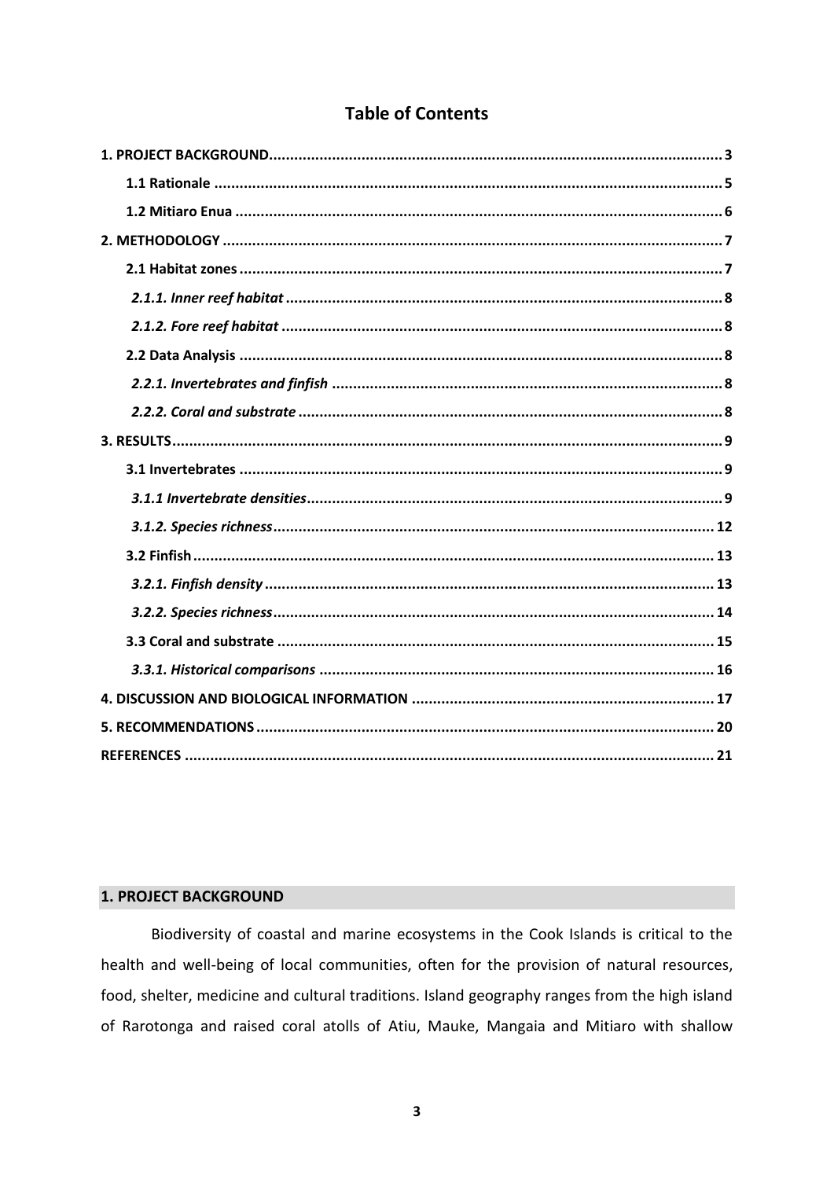# Table of Contents

- **1. PROJECT BACKGROUND** ... 3
  - **1.1 Rationale** ... 5
  - **1.2 Mitiaro Enua** ... 6
- **2. METHODOLOGY** ... 7
  - **2.1 Habitat zones** ... 7
    - ***2.1.1. Inner reef habitat*** ... 8
    - ***2.1.2. Fore reef habitat*** ... 8
  - **2.2 Data Analysis** ... 8
    - ***2.2.1. Invertebrates and finfish*** ... 8
    - ***2.2.2. Coral and substrate*** ... 8
- **3. RESULTS** ... 9
  - **3.1 Invertebrates** ... 9
    - ***3.1.1 Invertebrate densities*** ... 9
    - ***3.1.2. Species richness*** ... 12
  - **3.2 Finfish** ... 13
    - ***3.2.1. Finfish density*** ... 13
    - ***3.2.2. Species richness*** ... 14
  - **3.3 Coral and substrate** ... 15
    - ***3.3.1. Historical comparisons*** ... 16
- **4. DISCUSSION AND BIOLOGICAL INFORMATION** ... 17
- **5. RECOMMENDATIONS** ... 20
- **REFERENCES** ... 21

## 1. PROJECT BACKGROUND

Biodiversity of coastal and marine ecosystems in the Cook Islands is critical to the health and well-being of local communities, often for the provision of natural resources, food, shelter, medicine and cultural traditions. Island geography ranges from the high island of Rarotonga and raised coral atolls of Atiu, Mauke, Mangaia and Mitiaro with shallow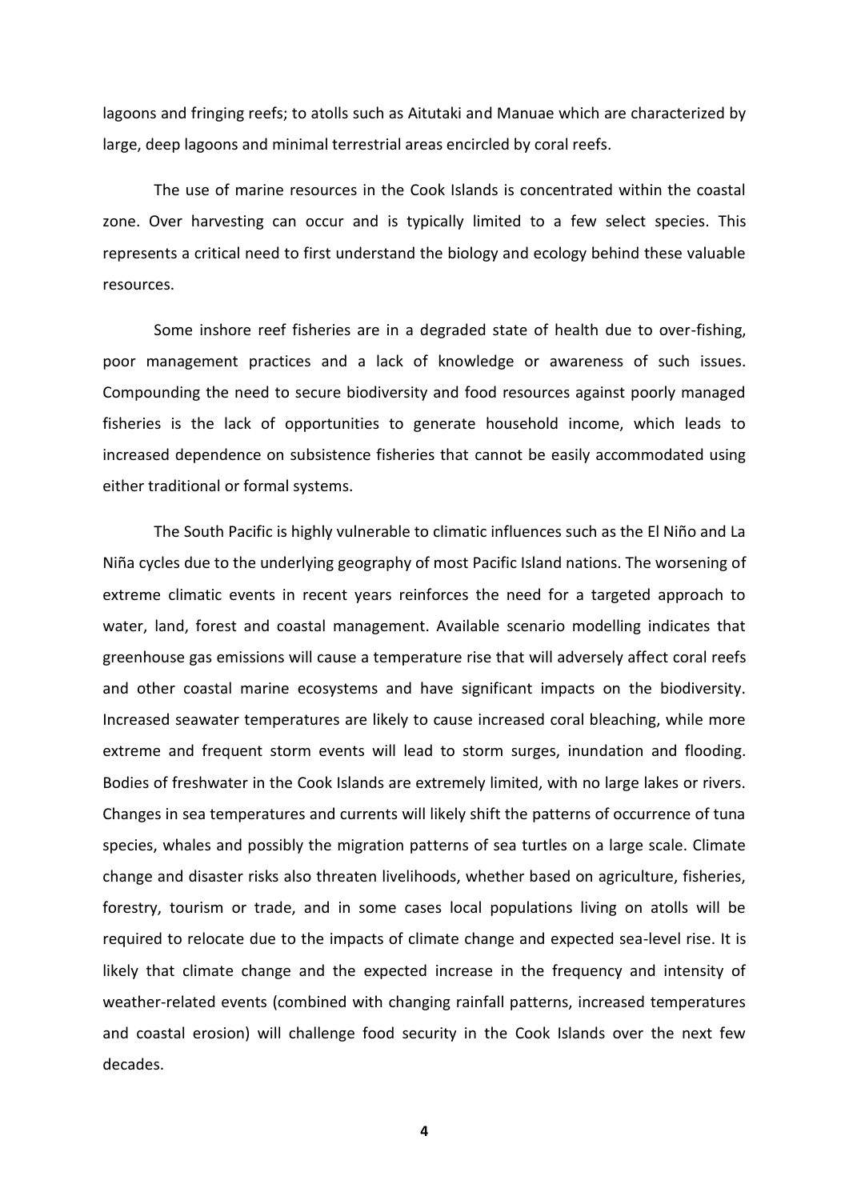lagoons and fringing reefs; to atolls such as Aitutaki and Manuae which are characterized by large, deep lagoons and minimal terrestrial areas encircled by coral reefs.

The use of marine resources in the Cook Islands is concentrated within the coastal zone. Over harvesting can occur and is typically limited to a few select species. This represents a critical need to first understand the biology and ecology behind these valuable resources.

Some inshore reef fisheries are in a degraded state of health due to over-fishing, poor management practices and a lack of knowledge or awareness of such issues. Compounding the need to secure biodiversity and food resources against poorly managed fisheries is the lack of opportunities to generate household income, which leads to increased dependence on subsistence fisheries that cannot be easily accommodated using either traditional or formal systems.

The South Pacific is highly vulnerable to climatic influences such as the El Niño and La Niña cycles due to the underlying geography of most Pacific Island nations. The worsening of extreme climatic events in recent years reinforces the need for a targeted approach to water, land, forest and coastal management. Available scenario modelling indicates that greenhouse gas emissions will cause a temperature rise that will adversely affect coral reefs and other coastal marine ecosystems and have significant impacts on the biodiversity. Increased seawater temperatures are likely to cause increased coral bleaching, while more extreme and frequent storm events will lead to storm surges, inundation and flooding. Bodies of freshwater in the Cook Islands are extremely limited, with no large lakes or rivers. Changes in sea temperatures and currents will likely shift the patterns of occurrence of tuna species, whales and possibly the migration patterns of sea turtles on a large scale. Climate change and disaster risks also threaten livelihoods, whether based on agriculture, fisheries, forestry, tourism or trade, and in some cases local populations living on atolls will be required to relocate due to the impacts of climate change and expected sea-level rise. It is likely that climate change and the expected increase in the frequency and intensity of weather-related events (combined with changing rainfall patterns, increased temperatures and coastal erosion) will challenge food security in the Cook Islands over the next few decades.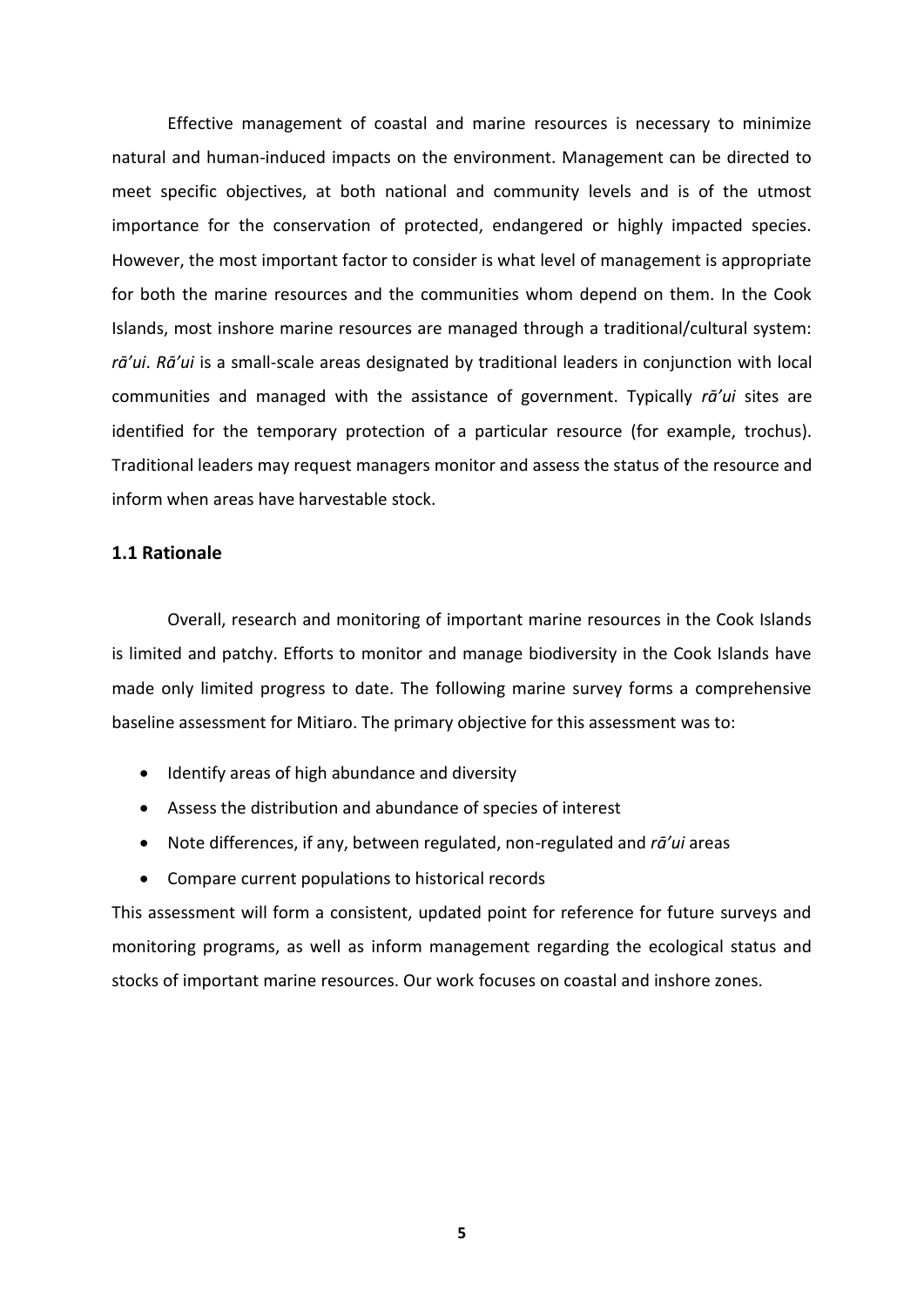Effective management of coastal and marine resources is necessary to minimize natural and human-induced impacts on the environment. Management can be directed to meet specific objectives, at both national and community levels and is of the utmost importance for the conservation of protected, endangered or highly impacted species. However, the most important factor to consider is what level of management is appropriate for both the marine resources and the communities whom depend on them. In the Cook Islands, most inshore marine resources are managed through a traditional/cultural system: *rā'ui*. *Rā'ui* is a small-scale areas designated by traditional leaders in conjunction with local communities and managed with the assistance of government. Typically *rā'ui* sites are identified for the temporary protection of a particular resource (for example, trochus). Traditional leaders may request managers monitor and assess the status of the resource and inform when areas have harvestable stock.

## 1.1 Rationale

Overall, research and monitoring of important marine resources in the Cook Islands is limited and patchy. Efforts to monitor and manage biodiversity in the Cook Islands have made only limited progress to date. The following marine survey forms a comprehensive baseline assessment for Mitiaro. The primary objective for this assessment was to:

- Identify areas of high abundance and diversity
- Assess the distribution and abundance of species of interest
- Note differences, if any, between regulated, non-regulated and *rā'ui* areas
- Compare current populations to historical records

This assessment will form a consistent, updated point for reference for future surveys and monitoring programs, as well as inform management regarding the ecological status and stocks of important marine resources. Our work focuses on coastal and inshore zones.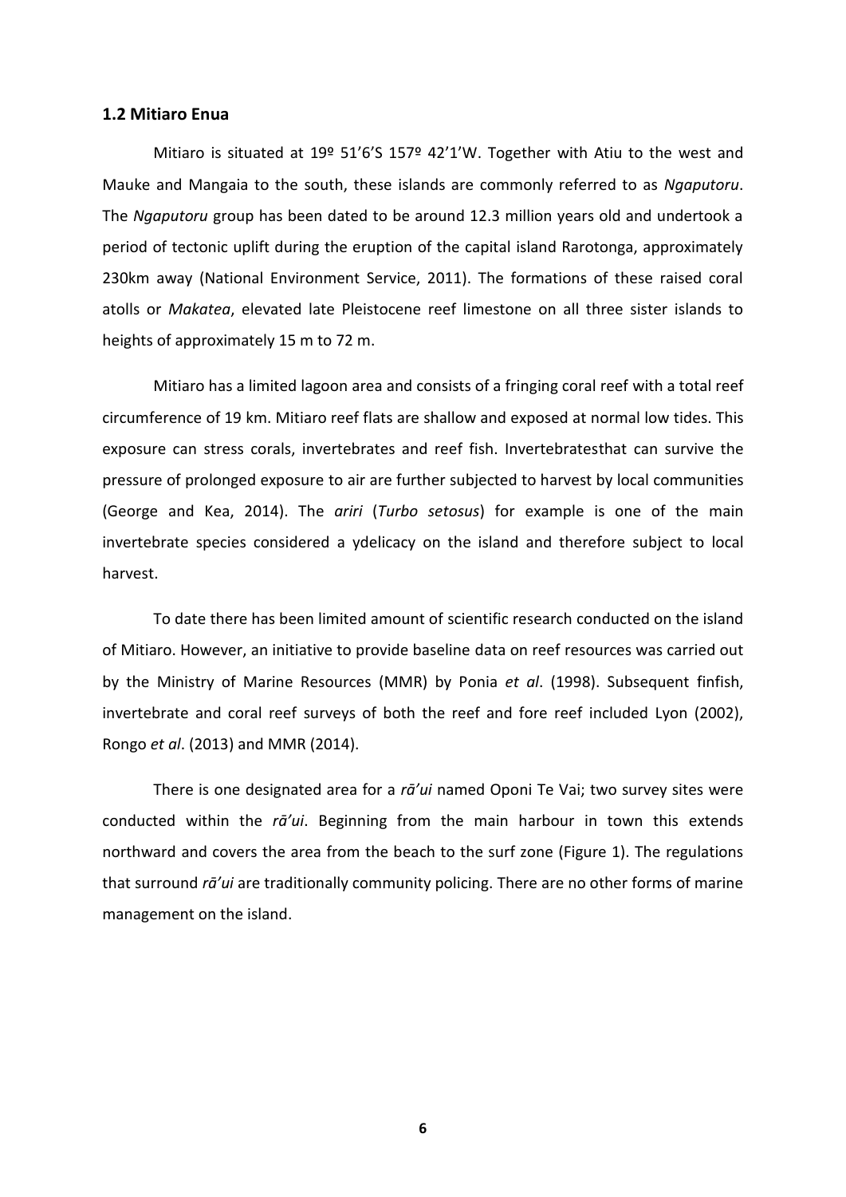### 1.2 Mitiaro Enua

Mitiaro is situated at 19º 51'6'S 157º 42'1'W. Together with Atiu to the west and Mauke and Mangaia to the south, these islands are commonly referred to as *Ngaputoru*. The *Ngaputoru* group has been dated to be around 12.3 million years old and undertook a period of tectonic uplift during the eruption of the capital island Rarotonga, approximately 230km away (National Environment Service, 2011). The formations of these raised coral atolls or *Makatea*, elevated late Pleistocene reef limestone on all three sister islands to heights of approximately 15 m to 72 m.

Mitiaro has a limited lagoon area and consists of a fringing coral reef with a total reef circumference of 19 km. Mitiaro reef flats are shallow and exposed at normal low tides. This exposure can stress corals, invertebrates and reef fish. Invertebratesthat can survive the pressure of prolonged exposure to air are further subjected to harvest by local communities (George and Kea, 2014). The *ariri* (*Turbo setosus*) for example is one of the main invertebrate species considered a ydelicacy on the island and therefore subject to local harvest.

To date there has been limited amount of scientific research conducted on the island of Mitiaro. However, an initiative to provide baseline data on reef resources was carried out by the Ministry of Marine Resources (MMR) by Ponia *et al*. (1998). Subsequent finfish, invertebrate and coral reef surveys of both the reef and fore reef included Lyon (2002), Rongo *et al*. (2013) and MMR (2014).

There is one designated area for a *rā'ui* named Oponi Te Vai; two survey sites were conducted within the *rā'ui*. Beginning from the main harbour in town this extends northward and covers the area from the beach to the surf zone (Figure 1). The regulations that surround *rā'ui* are traditionally community policing. There are no other forms of marine management on the island.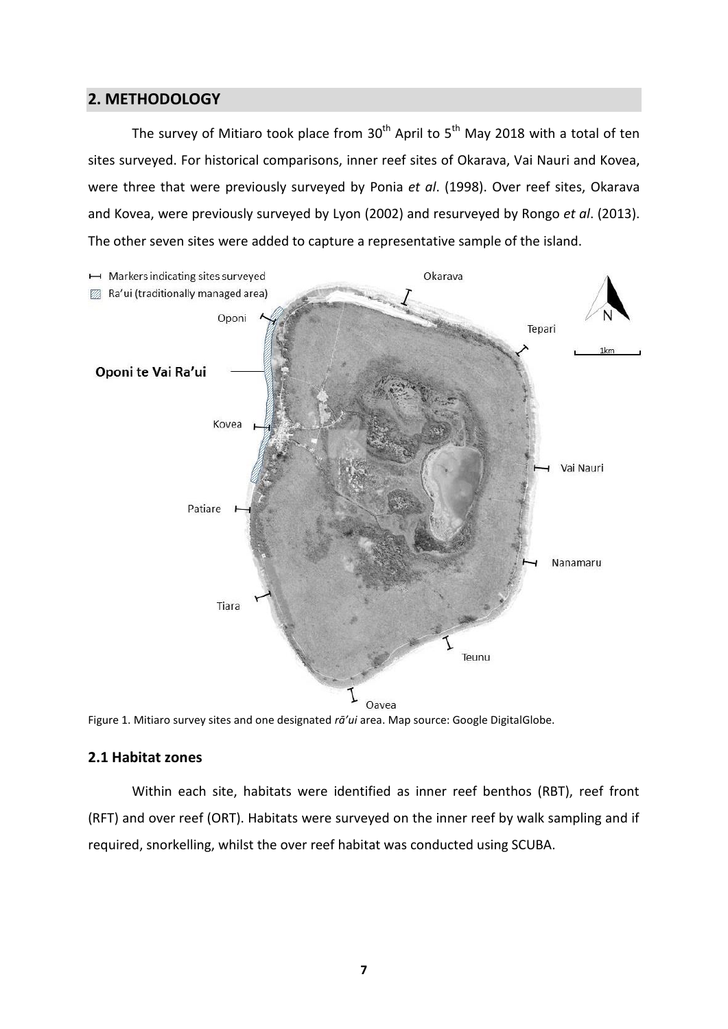## 2. METHODOLOGY

The survey of Mitiaro took place from 30th April to 5th May 2018 with a total of ten sites surveyed. For historical comparisons, inner reef sites of Okarava, Vai Nauri and Kovea, were three that were previously surveyed by Ponia *et al*. (1998). Over reef sites, Okarava and Kovea, were previously surveyed by Lyon (2002) and resurveyed by Rongo *et al*. (2013). The other seven sites were added to capture a representative sample of the island.

Figure 1. Mitiaro survey sites and one designated *rā'ui* area. Map source: Google DigitalGlobe.

### 2.1 Habitat zones

Within each site, habitats were identified as inner reef benthos (RBT), reef front (RFT) and over reef (ORT). Habitats were surveyed on the inner reef by walk sampling and if required, snorkelling, whilst the over reef habitat was conducted using SCUBA.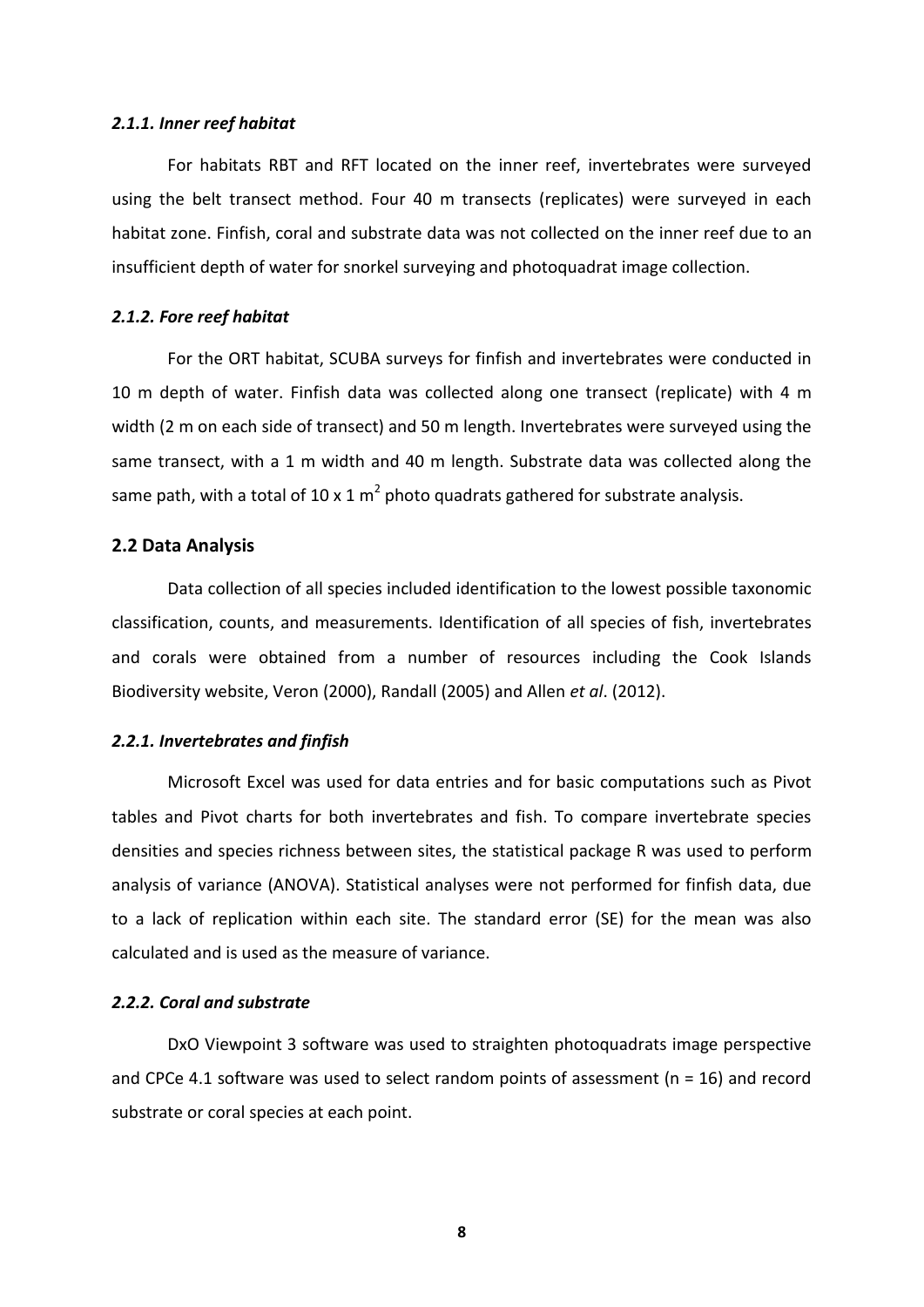#### *2.1.1. Inner reef habitat*

For habitats RBT and RFT located on the inner reef, invertebrates were surveyed using the belt transect method. Four 40 m transects (replicates) were surveyed in each habitat zone. Finfish, coral and substrate data was not collected on the inner reef due to an insufficient depth of water for snorkel surveying and photoquadrat image collection.

#### *2.1.2. Fore reef habitat*

For the ORT habitat, SCUBA surveys for finfish and invertebrates were conducted in 10 m depth of water. Finfish data was collected along one transect (replicate) with 4 m width (2 m on each side of transect) and 50 m length. Invertebrates were surveyed using the same transect, with a 1 m width and 40 m length. Substrate data was collected along the same path, with a total of 10 x 1 $m^2$ photo quadrats gathered for substrate analysis.

### 2.2 Data Analysis

Data collection of all species included identification to the lowest possible taxonomic classification, counts, and measurements. Identification of all species of fish, invertebrates and corals were obtained from a number of resources including the Cook Islands Biodiversity website, Veron (2000), Randall (2005) and Allen *et al*. (2012).

#### *2.2.1. Invertebrates and finfish*

Microsoft Excel was used for data entries and for basic computations such as Pivot tables and Pivot charts for both invertebrates and fish. To compare invertebrate species densities and species richness between sites, the statistical package R was used to perform analysis of variance (ANOVA). Statistical analyses were not performed for finfish data, due to a lack of replication within each site. The standard error (SE) for the mean was also calculated and is used as the measure of variance.

#### *2.2.2. Coral and substrate*

DxO Viewpoint 3 software was used to straighten photoquadrats image perspective and CPCe 4.1 software was used to select random points of assessment ($n = 16$) and record substrate or coral species at each point.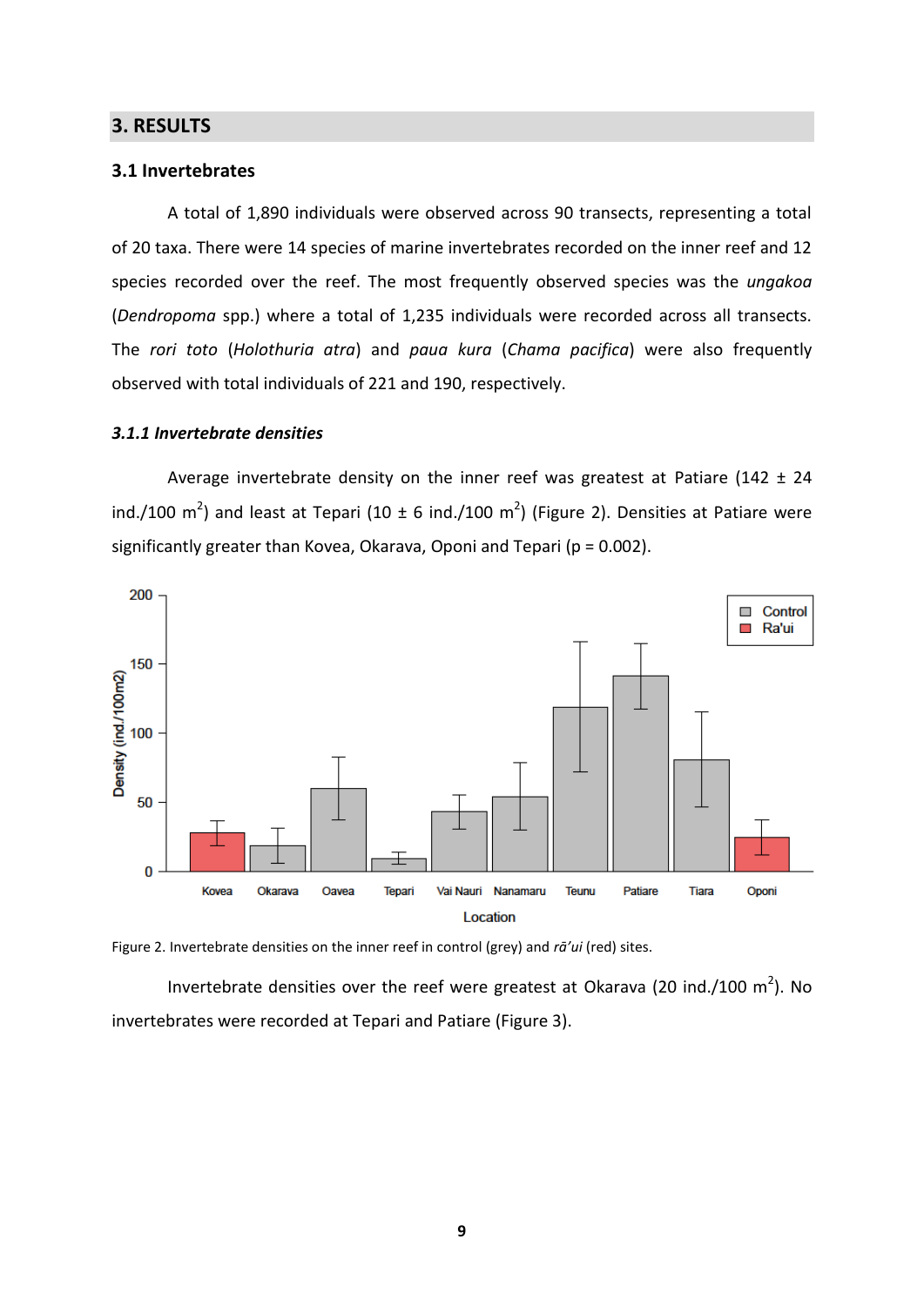## 3. RESULTS

### 3.1 Invertebrates

A total of 1,890 individuals were observed across 90 transects, representing a total of 20 taxa. There were 14 species of marine invertebrates recorded on the inner reef and 12 species recorded over the reef. The most frequently observed species was the *ungakoa* (*Dendropoma* spp.) where a total of 1,235 individuals were recorded across all transects. The *rori toto* (*Holothuria atra*) and *paua kura* (*Chama pacifica*) were also frequently observed with total individuals of 221 and 190, respectively.

#### *3.1.1 Invertebrate densities*

Average invertebrate density on the inner reef was greatest at Patiare (142 ± 24 ind./100 $m^2$) and least at Tepari (10 ± 6 ind./100 $m^2$) (Figure 2). Densities at Patiare were significantly greater than Kovea, Okarava, Oponi and Tepari ($p = 0.002$).

Figure 2. Invertebrate densities on the inner reef in control (grey) and *rā'ui* (red) sites.

Invertebrate densities over the reef were greatest at Okarava (20 ind./100 $m^2$). No invertebrates were recorded at Tepari and Patiare (Figure 3).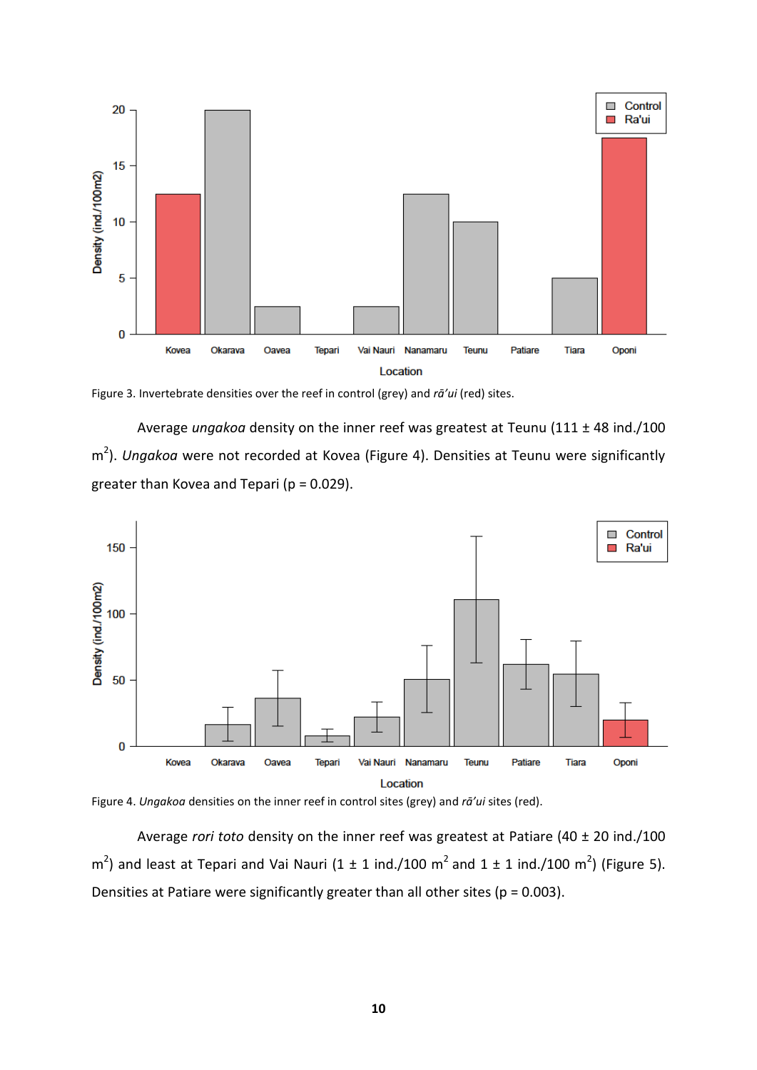Figure 3. Invertebrate densities over the reef in control (grey) and *rā'ui* (red) sites.

Average *ungakoa* density on the inner reef was greatest at Teunu (111 ± 48 ind./100 m$^2$). *Ungakoa* were not recorded at Kovea (Figure 4). Densities at Teunu were significantly greater than Kovea and Tepari ($p = 0.029$).

Figure 4. *Ungakoa* densities on the inner reef in control sites (grey) and *rā'ui* sites (red).

Average *rori toto* density on the inner reef was greatest at Patiare (40 ± 20 ind./100 m$^2$) and least at Tepari and Vai Nauri (1 ± 1 ind./100 m$^2$ and 1 ± 1 ind./100 m$^2$) (Figure 5). Densities at Patiare were significantly greater than all other sites ($p = 0.003$).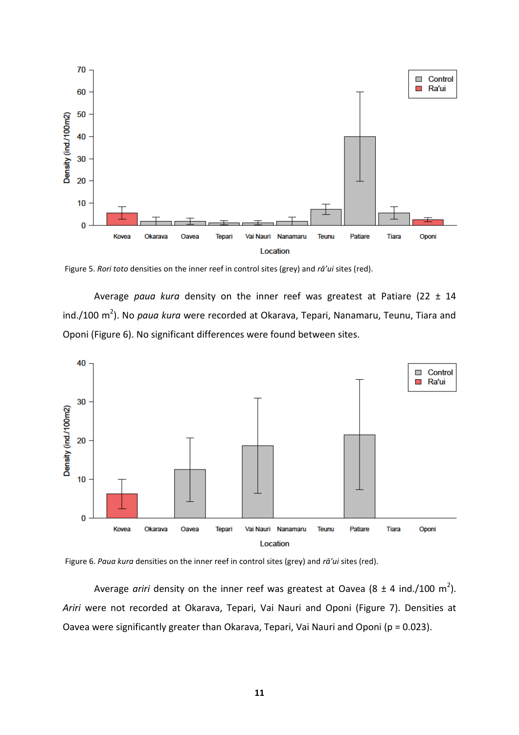Figure 5. *Rori toto* densities on the inner reef in control sites (grey) and *rā'ui* sites (red).

Average *paua kura* density on the inner reef was greatest at Patiare (22 ± 14 ind./100 m$^2$). No *paua kura* were recorded at Okarava, Tepari, Nanamaru, Teunu, Tiara and Oponi (Figure 6). No significant differences were found between sites.

Figure 6. *Paua kura* densities on the inner reef in control sites (grey) and *rā'ui* sites (red).

Average *ariri* density on the inner reef was greatest at Oavea (8 ± 4 ind./100 m$^2$). *Ariri* were not recorded at Okarava, Tepari, Vai Nauri and Oponi (Figure 7). Densities at Oavea were significantly greater than Okarava, Tepari, Vai Nauri and Oponi ($p = 0.023$).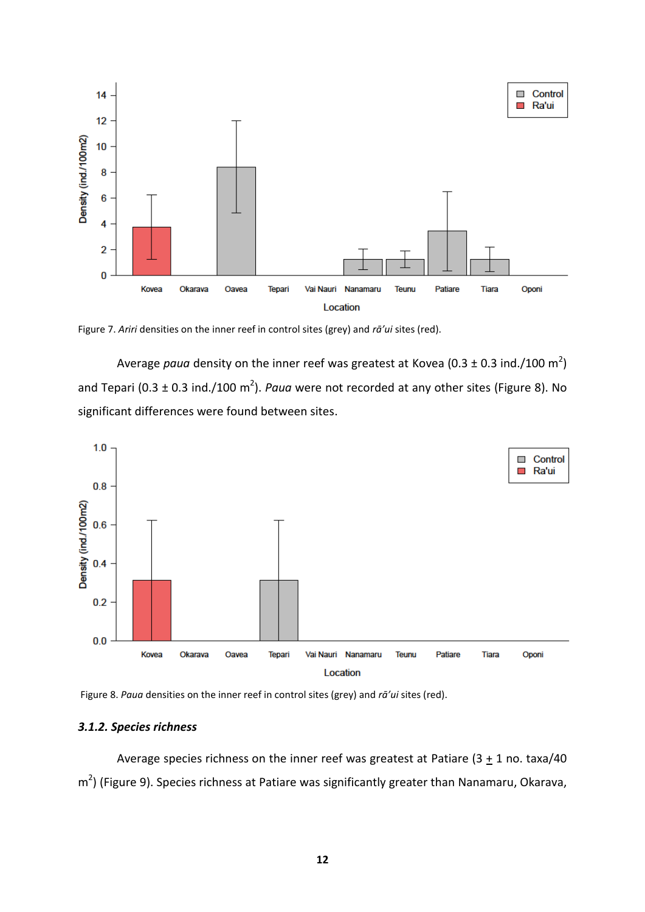Figure 7. *Ariri* densities on the inner reef in control sites (grey) and *rā'ui* sites (red).

Average *paua* density on the inner reef was greatest at Kovea (0.3 ± 0.3 ind./100 $m^2$) and Tepari (0.3 ± 0.3 ind./100 $m^2$). *Paua* were not recorded at any other sites (Figure 8). No significant differences were found between sites.

Figure 8. *Paua* densities on the inner reef in control sites (grey) and *rā'ui* sites (red).

### *3.1.2. Species richness*

Average species richness on the inner reef was greatest at Patiare (3 ± 1 no. taxa/40 $m^2$) (Figure 9). Species richness at Patiare was significantly greater than Nanamaru, Okarava,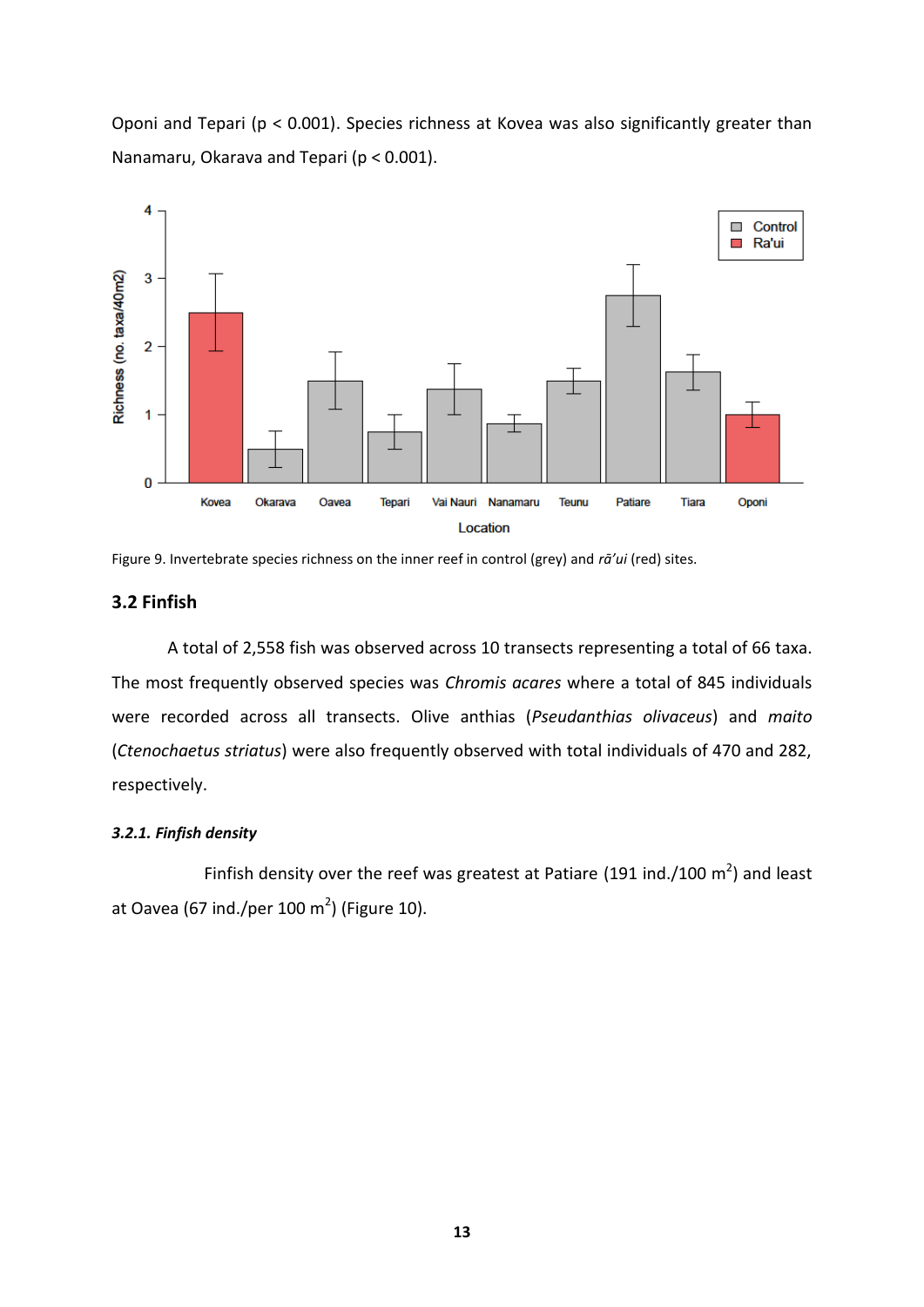Oponi and Tepari ($p < 0.001$). Species richness at Kovea was also significantly greater than Nanamaru, Okarava and Tepari ($p < 0.001$).

Figure 9. Invertebrate species richness on the inner reef in control (grey) and *rā'ui* (red) sites.

## 3.2 Finfish

A total of 2,558 fish was observed across 10 transects representing a total of 66 taxa. The most frequently observed species was *Chromis acares* where a total of 845 individuals were recorded across all transects. Olive anthias (*Pseudanthias olivaceus*) and *maito* (*Ctenochaetus striatus*) were also frequently observed with total individuals of 470 and 282, respectively.

### *3.2.1. Finfish density*

Finfish density over the reef was greatest at Patiare (191 ind./100 $m^2$) and least at Oavea (67 ind./per 100 $m^2$) (Figure 10).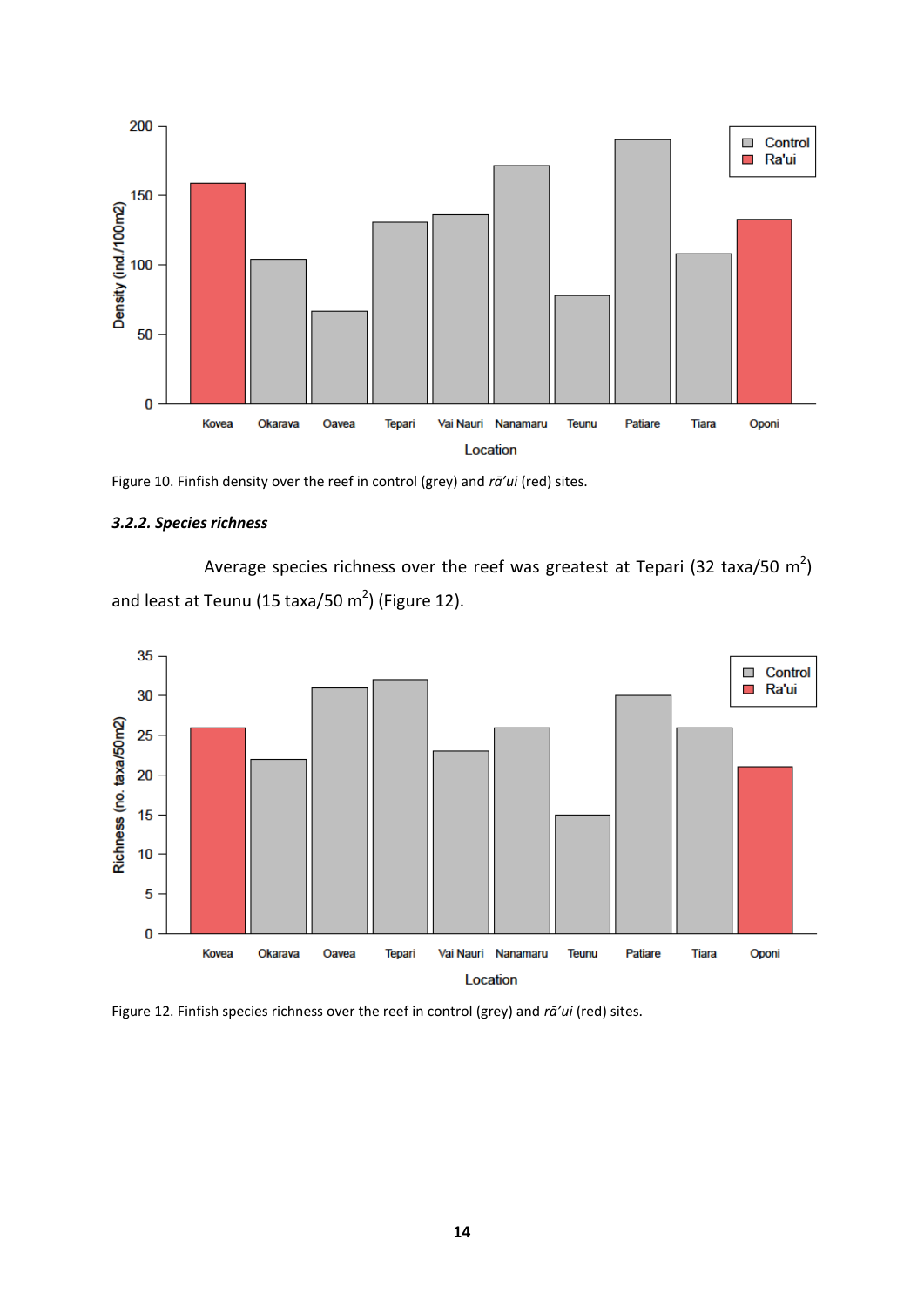Figure 10. Finfish density over the reef in control (grey) and *rā'ui* (red) sites.

#### *3.2.2. Species richness*

Average species richness over the reef was greatest at Tepari (32 taxa/50 $m^2$) and least at Teunu (15 taxa/50 $m^2$) (Figure 12).

Figure 12. Finfish species richness over the reef in control (grey) and *rā'ui* (red) sites.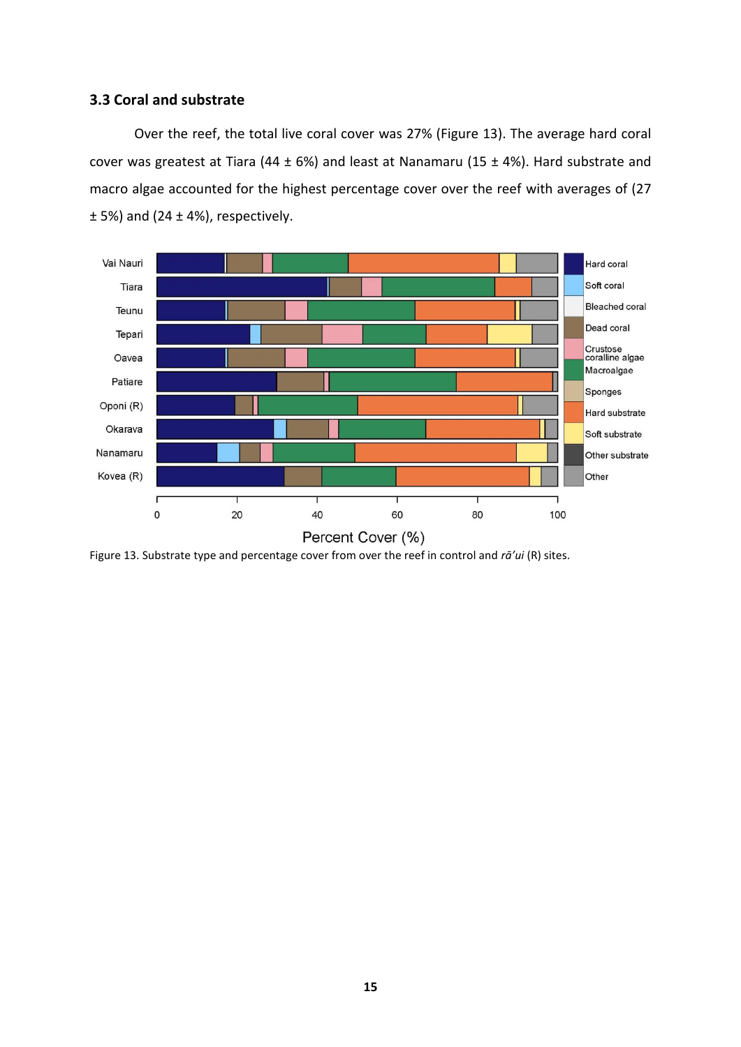### 3.3 Coral and substrate

Over the reef, the total live coral cover was 27% (Figure 13). The average hard coral cover was greatest at Tiara (44 ± 6%) and least at Nanamaru (15 ± 4%). Hard substrate and macro algae accounted for the highest percentage cover over the reef with averages of (27 ± 5%) and (24 ± 4%), respectively.

Figure 13. Substrate type and percentage cover from over the reef in control and *rā'ui* (R) sites.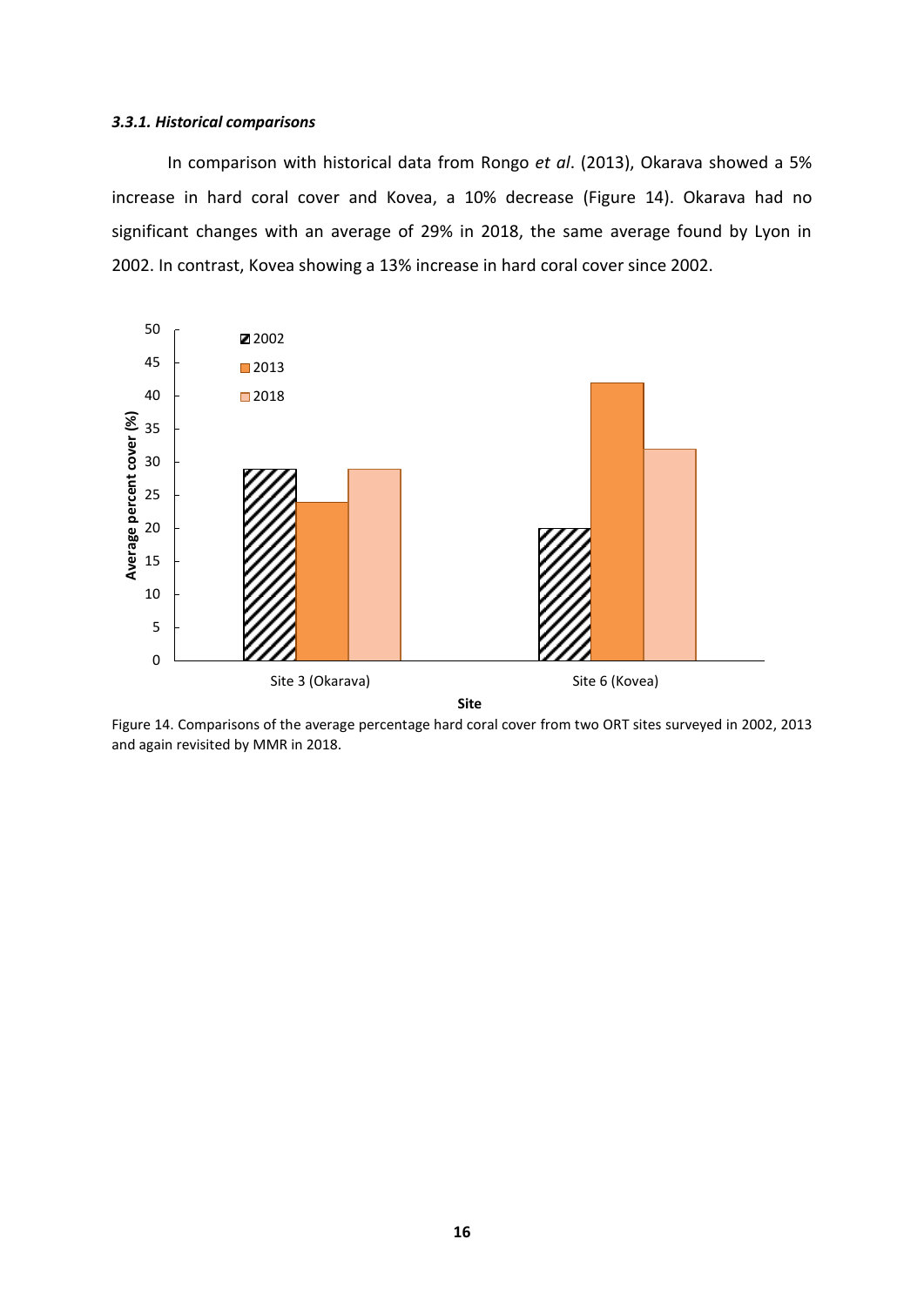### *3.3.1. Historical comparisons*

In comparison with historical data from Rongo *et al*. (2013), Okarava showed a 5% increase in hard coral cover and Kovea, a 10% decrease (Figure 14). Okarava had no significant changes with an average of 29% in 2018, the same average found by Lyon in 2002. In contrast, Kovea showing a 13% increase in hard coral cover since 2002.

Figure 14. Comparisons of the average percentage hard coral cover from two ORT sites surveyed in 2002, 2013 and again revisited by MMR in 2018.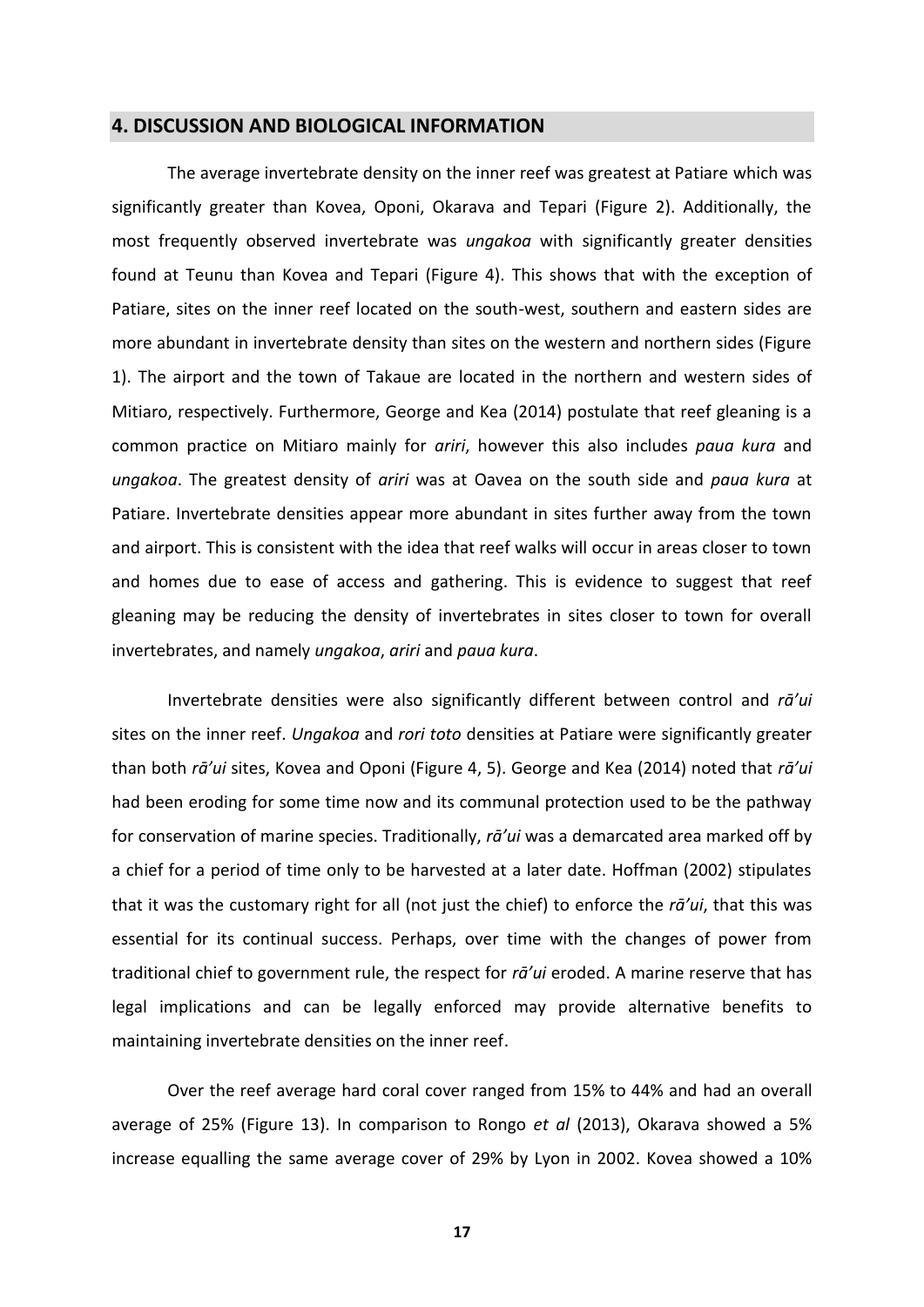## 4. DISCUSSION AND BIOLOGICAL INFORMATION

The average invertebrate density on the inner reef was greatest at Patiare which was significantly greater than Kovea, Oponi, Okarava and Tepari (Figure 2). Additionally, the most frequently observed invertebrate was *ungakoa* with significantly greater densities found at Teunu than Kovea and Tepari (Figure 4). This shows that with the exception of Patiare, sites on the inner reef located on the south-west, southern and eastern sides are more abundant in invertebrate density than sites on the western and northern sides (Figure 1). The airport and the town of Takaue are located in the northern and western sides of Mitiaro, respectively. Furthermore, George and Kea (2014) postulate that reef gleaning is a common practice on Mitiaro mainly for *ariri*, however this also includes *paua kura* and *ungakoa*. The greatest density of *ariri* was at Oavea on the south side and *paua kura* at Patiare. Invertebrate densities appear more abundant in sites further away from the town and airport. This is consistent with the idea that reef walks will occur in areas closer to town and homes due to ease of access and gathering. This is evidence to suggest that reef gleaning may be reducing the density of invertebrates in sites closer to town for overall invertebrates, and namely *ungakoa*, *ariri* and *paua kura*.

Invertebrate densities were also significantly different between control and *rā'ui* sites on the inner reef. *Ungakoa* and *rori toto* densities at Patiare were significantly greater than both *rā'ui* sites, Kovea and Oponi (Figure 4, 5). George and Kea (2014) noted that *rā'ui* had been eroding for some time now and its communal protection used to be the pathway for conservation of marine species. Traditionally, *rā'ui* was a demarcated area marked off by a chief for a period of time only to be harvested at a later date. Hoffman (2002) stipulates that it was the customary right for all (not just the chief) to enforce the *rā'ui*, that this was essential for its continual success. Perhaps, over time with the changes of power from traditional chief to government rule, the respect for *rā'ui* eroded. A marine reserve that has legal implications and can be legally enforced may provide alternative benefits to maintaining invertebrate densities on the inner reef.

Over the reef average hard coral cover ranged from 15% to 44% and had an overall average of 25% (Figure 13). In comparison to Rongo *et al* (2013), Okarava showed a 5% increase equalling the same average cover of 29% by Lyon in 2002. Kovea showed a 10%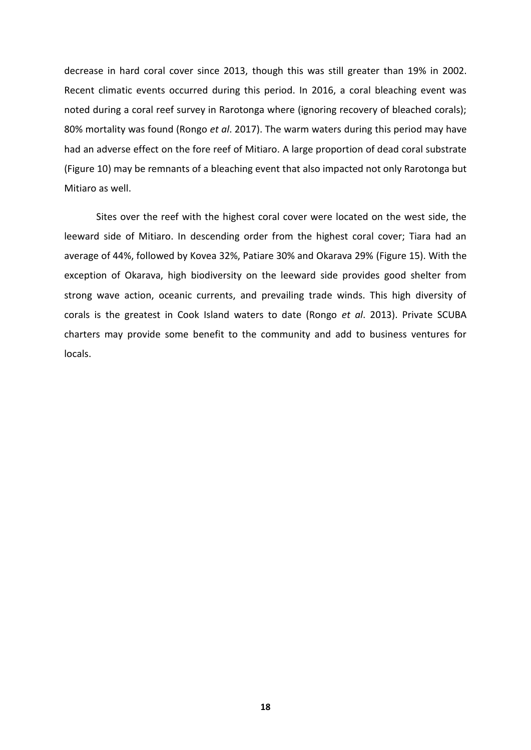decrease in hard coral cover since 2013, though this was still greater than 19% in 2002. Recent climatic events occurred during this period. In 2016, a coral bleaching event was noted during a coral reef survey in Rarotonga where (ignoring recovery of bleached corals); 80% mortality was found (Rongo *et al*. 2017). The warm waters during this period may have had an adverse effect on the fore reef of Mitiaro. A large proportion of dead coral substrate (Figure 10) may be remnants of a bleaching event that also impacted not only Rarotonga but Mitiaro as well.

Sites over the reef with the highest coral cover were located on the west side, the leeward side of Mitiaro. In descending order from the highest coral cover; Tiara had an average of 44%, followed by Kovea 32%, Patiare 30% and Okarava 29% (Figure 15). With the exception of Okarava, high biodiversity on the leeward side provides good shelter from strong wave action, oceanic currents, and prevailing trade winds. This high diversity of corals is the greatest in Cook Island waters to date (Rongo *et al*. 2013). Private SCUBA charters may provide some benefit to the community and add to business ventures for locals.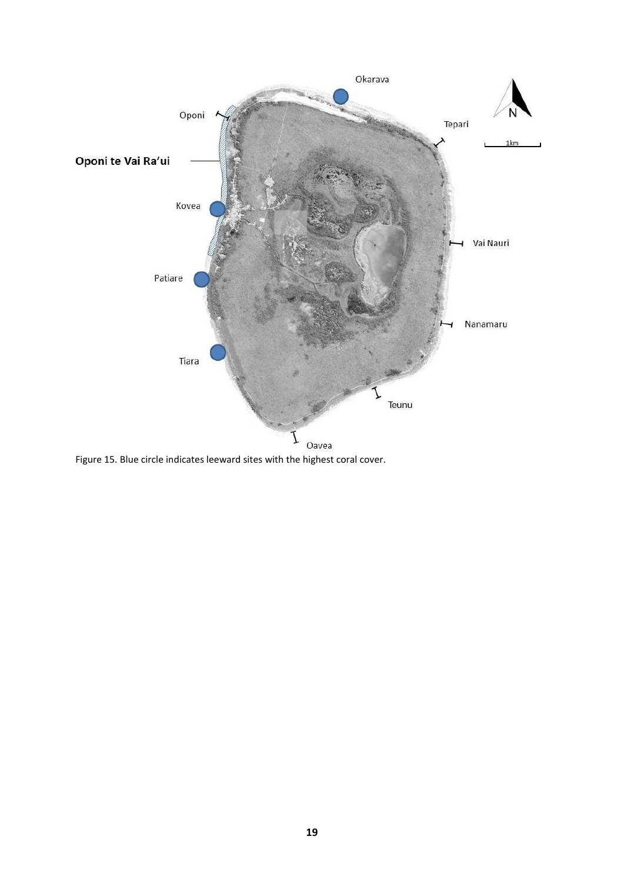Figure 15. Blue circle indicates leeward sites with the highest coral cover.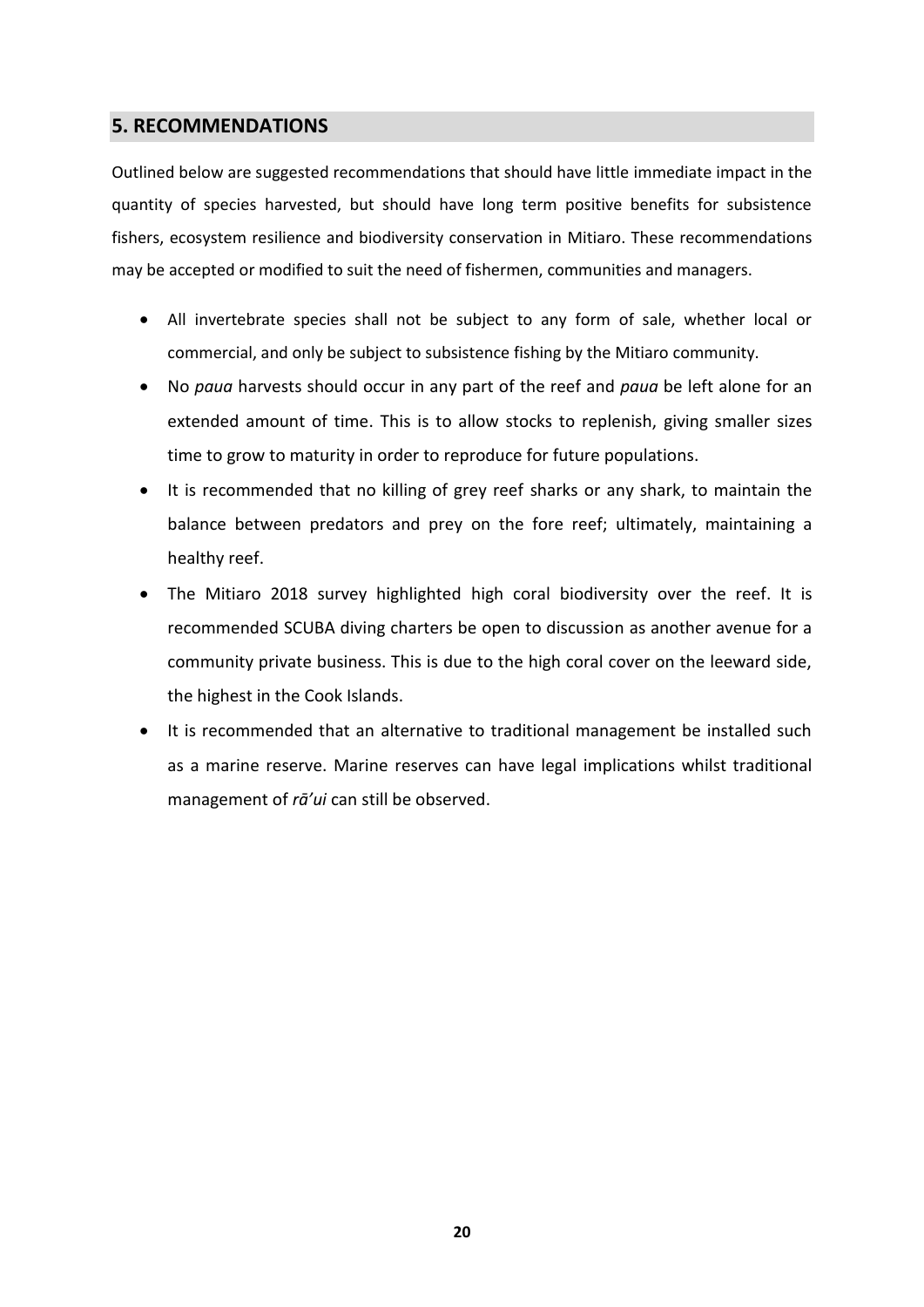## 5. RECOMMENDATIONS

Outlined below are suggested recommendations that should have little immediate impact in the quantity of species harvested, but should have long term positive benefits for subsistence fishers, ecosystem resilience and biodiversity conservation in Mitiaro. These recommendations may be accepted or modified to suit the need of fishermen, communities and managers.

- All invertebrate species shall not be subject to any form of sale, whether local or commercial, and only be subject to subsistence fishing by the Mitiaro community.
- No *paua* harvests should occur in any part of the reef and *paua* be left alone for an extended amount of time. This is to allow stocks to replenish, giving smaller sizes time to grow to maturity in order to reproduce for future populations.
- It is recommended that no killing of grey reef sharks or any shark, to maintain the balance between predators and prey on the fore reef; ultimately, maintaining a healthy reef.
- The Mitiaro 2018 survey highlighted high coral biodiversity over the reef. It is recommended SCUBA diving charters be open to discussion as another avenue for a community private business. This is due to the high coral cover on the leeward side, the highest in the Cook Islands.
- It is recommended that an alternative to traditional management be installed such as a marine reserve. Marine reserves can have legal implications whilst traditional management of *rā'ui* can still be observed.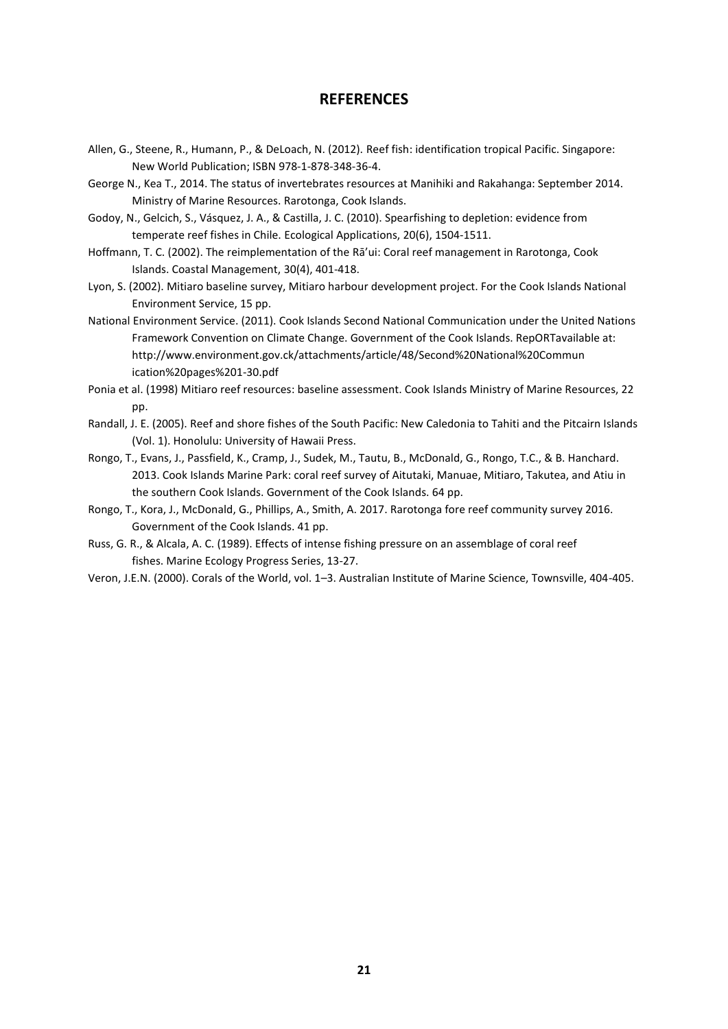# REFERENCES

Allen, G., Steene, R., Humann, P., & DeLoach, N. (2012). Reef fish: identification tropical Pacific. Singapore: New World Publication; ISBN 978-1-878-348-36-4.

George N., Kea T., 2014. The status of invertebrates resources at Manihiki and Rakahanga: September 2014. Ministry of Marine Resources. Rarotonga, Cook Islands.

Godoy, N., Gelcich, S., Vásquez, J. A., & Castilla, J. C. (2010). Spearfishing to depletion: evidence from temperate reef fishes in Chile. Ecological Applications, 20(6), 1504-1511.

Hoffmann, T. C. (2002). The reimplementation of the Rā'ui: Coral reef management in Rarotonga, Cook Islands. Coastal Management, 30(4), 401-418.

Lyon, S. (2002). Mitiaro baseline survey, Mitiaro harbour development project. For the Cook Islands National Environment Service, 15 pp.

National Environment Service. (2011). Cook Islands Second National Communication under the United Nations Framework Convention on Climate Change. Government of the Cook Islands. RepORTavailable at: http://www.environment.gov.ck/attachments/article/48/Second%20National%20Communication%20pages%201-30.pdf

Ponia et al. (1998) Mitiaro reef resources: baseline assessment. Cook Islands Ministry of Marine Resources, 22 pp.

Randall, J. E. (2005). Reef and shore fishes of the South Pacific: New Caledonia to Tahiti and the Pitcairn Islands (Vol. 1). Honolulu: University of Hawaii Press.

Rongo, T., Evans, J., Passfield, K., Cramp, J., Sudek, M., Tautu, B., McDonald, G., Rongo, T.C., & B. Hanchard. 2013. Cook Islands Marine Park: coral reef survey of Aitutaki, Manuae, Mitiaro, Takutea, and Atiu in the southern Cook Islands. Government of the Cook Islands. 64 pp.

Rongo, T., Kora, J., McDonald, G., Phillips, A., Smith, A. 2017. Rarotonga fore reef community survey 2016. Government of the Cook Islands. 41 pp.

Russ, G. R., & Alcala, A. C. (1989). Effects of intense fishing pressure on an assemblage of coral reef fishes. Marine Ecology Progress Series, 13-27.

Veron, J.E.N. (2000). Corals of the World, vol. 1–3. Australian Institute of Marine Science, Townsville, 404-405.